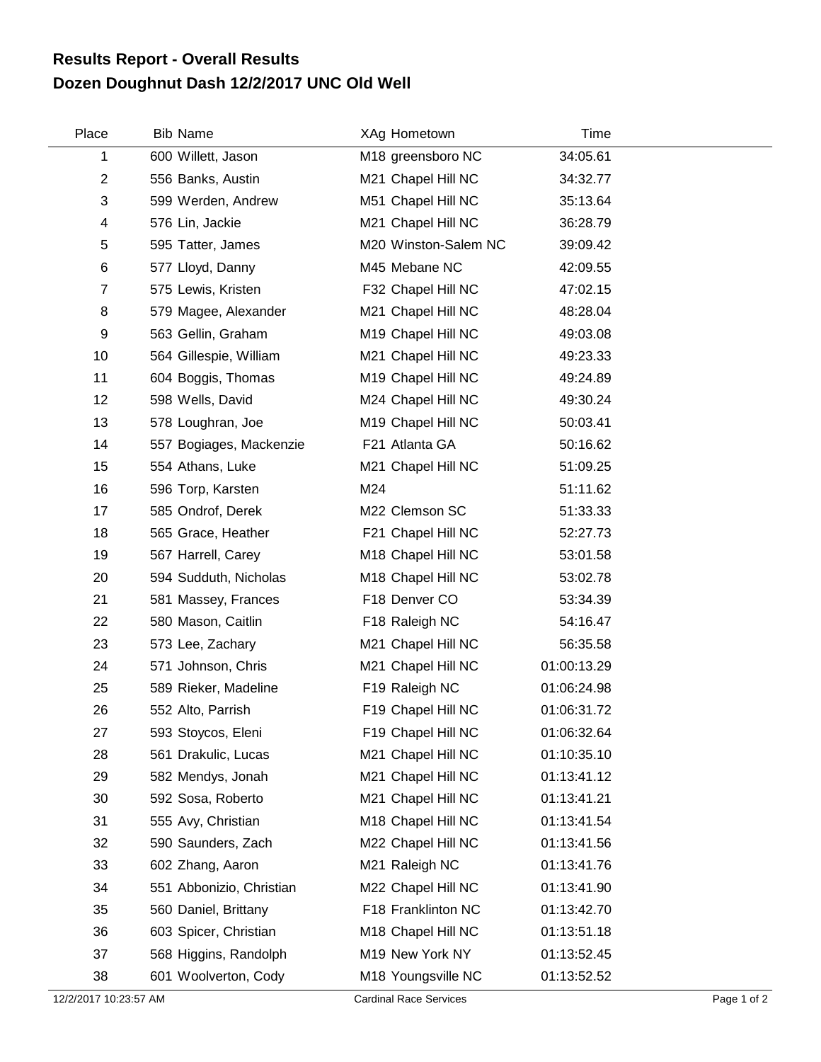# Results Report - Overall Results
# Dozen Doughnut Dash 12/2/2017 UNC Old Well

| Place | Bib | Name | XAg | Hometown | Time |
|---|---|---|---|---|---|
| 1 | 600 | Willett, Jason | M18 | greensboro NC | 34:05.61 |
| 2 | 556 | Banks, Austin | M21 | Chapel Hill NC | 34:32.77 |
| 3 | 599 | Werden, Andrew | M51 | Chapel Hill NC | 35:13.64 |
| 4 | 576 | Lin, Jackie | M21 | Chapel Hill NC | 36:28.79 |
| 5 | 595 | Tatter, James | M20 | Winston-Salem NC | 39:09.42 |
| 6 | 577 | Lloyd, Danny | M45 | Mebane NC | 42:09.55 |
| 7 | 575 | Lewis, Kristen | F32 | Chapel Hill NC | 47:02.15 |
| 8 | 579 | Magee, Alexander | M21 | Chapel Hill NC | 48:28.04 |
| 9 | 563 | Gellin, Graham | M19 | Chapel Hill NC | 49:03.08 |
| 10 | 564 | Gillespie, William | M21 | Chapel Hill NC | 49:23.33 |
| 11 | 604 | Boggis, Thomas | M19 | Chapel Hill NC | 49:24.89 |
| 12 | 598 | Wells, David | M24 | Chapel Hill NC | 49:30.24 |
| 13 | 578 | Loughran, Joe | M19 | Chapel Hill NC | 50:03.41 |
| 14 | 557 | Bogiages, Mackenzie | F21 | Atlanta GA | 50:16.62 |
| 15 | 554 | Athans, Luke | M21 | Chapel Hill NC | 51:09.25 |
| 16 | 596 | Torp, Karsten | M24 | | 51:11.62 |
| 17 | 585 | Ondrof, Derek | M22 | Clemson SC | 51:33.33 |
| 18 | 565 | Grace, Heather | F21 | Chapel Hill NC | 52:27.73 |
| 19 | 567 | Harrell, Carey | M18 | Chapel Hill NC | 53:01.58 |
| 20 | 594 | Sudduth, Nicholas | M18 | Chapel Hill NC | 53:02.78 |
| 21 | 581 | Massey, Frances | F18 | Denver CO | 53:34.39 |
| 22 | 580 | Mason, Caitlin | F18 | Raleigh NC | 54:16.47 |
| 23 | 573 | Lee, Zachary | M21 | Chapel Hill NC | 56:35.58 |
| 24 | 571 | Johnson, Chris | M21 | Chapel Hill NC | 01:00:13.29 |
| 25 | 589 | Rieker, Madeline | F19 | Raleigh NC | 01:06:24.98 |
| 26 | 552 | Alto, Parrish | F19 | Chapel Hill NC | 01:06:31.72 |
| 27 | 593 | Stoycos, Eleni | F19 | Chapel Hill NC | 01:06:32.64 |
| 28 | 561 | Drakulic, Lucas | M21 | Chapel Hill NC | 01:10:35.10 |
| 29 | 582 | Mendys, Jonah | M21 | Chapel Hill NC | 01:13:41.12 |
| 30 | 592 | Sosa, Roberto | M21 | Chapel Hill NC | 01:13:41.21 |
| 31 | 555 | Avy, Christian | M18 | Chapel Hill NC | 01:13:41.54 |
| 32 | 590 | Saunders, Zach | M22 | Chapel Hill NC | 01:13:41.56 |
| 33 | 602 | Zhang, Aaron | M21 | Raleigh NC | 01:13:41.76 |
| 34 | 551 | Abbonizio, Christian | M22 | Chapel Hill NC | 01:13:41.90 |
| 35 | 560 | Daniel, Brittany | F18 | Franklinton NC | 01:13:42.70 |
| 36 | 603 | Spicer, Christian | M18 | Chapel Hill NC | 01:13:51.18 |
| 37 | 568 | Higgins, Randolph | M19 | New York NY | 01:13:52.45 |
| 38 | 601 | Woolverton, Cody | M18 | Youngsville NC | 01:13:52.52 |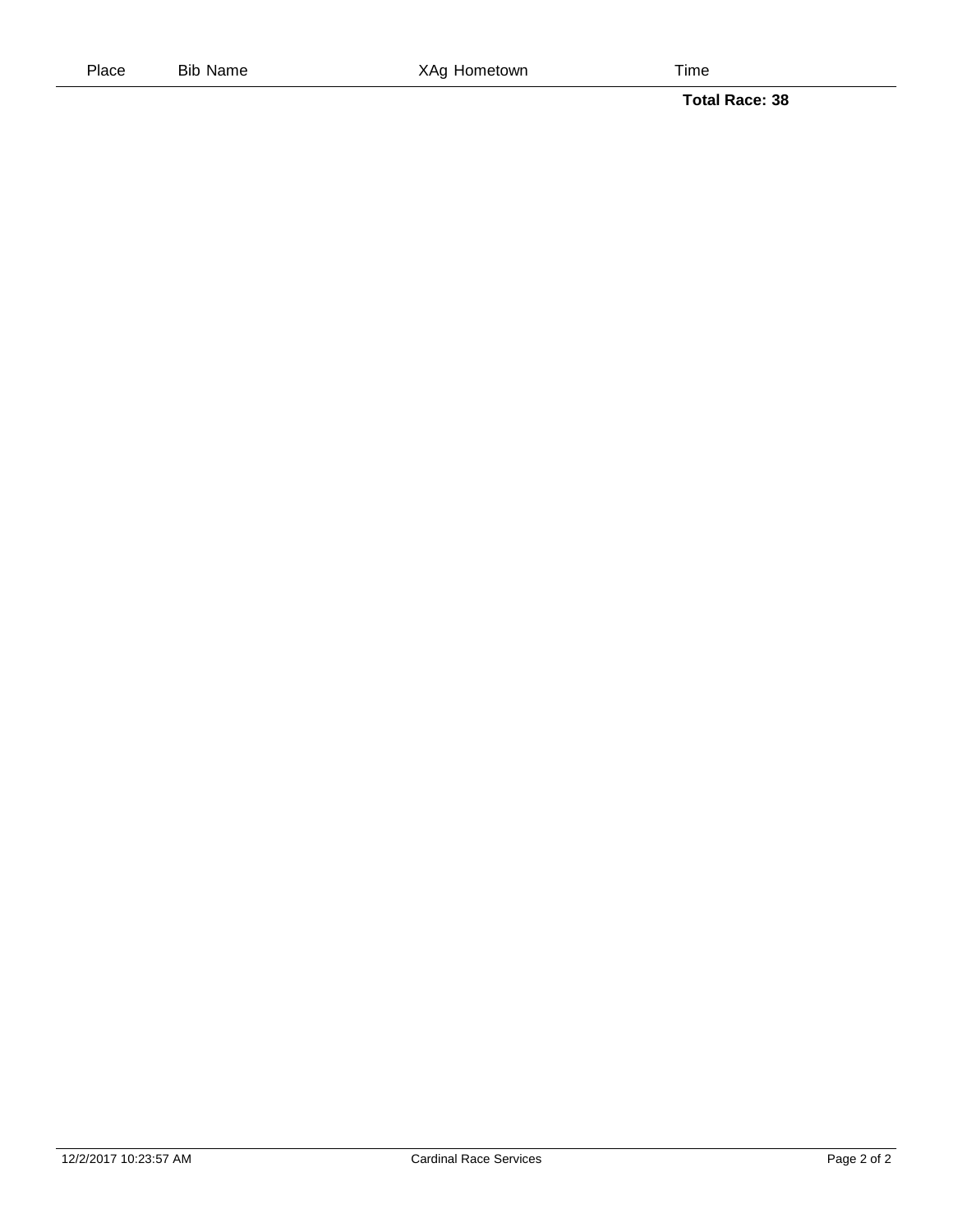| Place | Bib | Name | XAg | Hometown | Time |
|---|---|---|---|---|---|

**Total Race: 38**